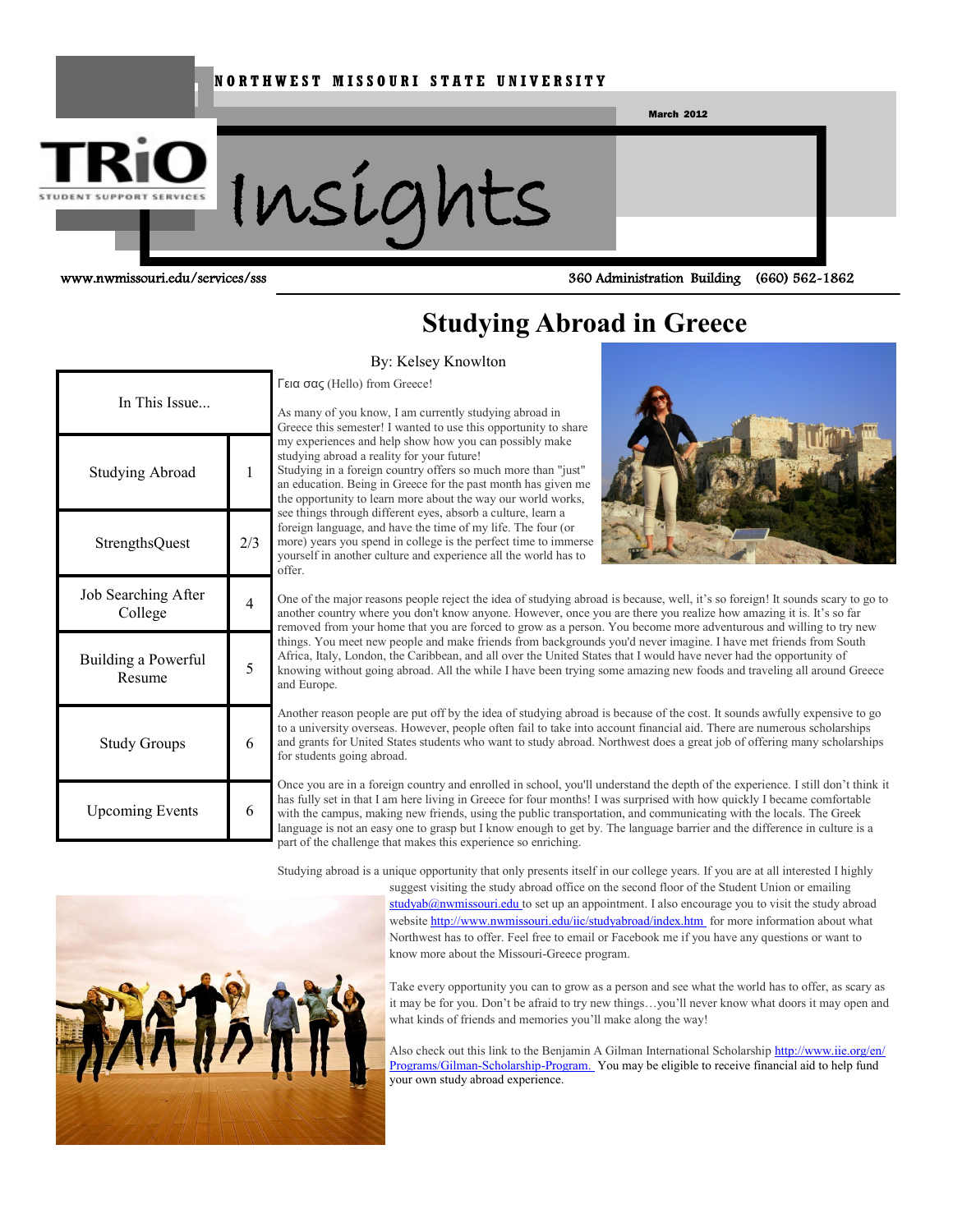NORTHWEST MISSOURI STATE UNIVERSITY

March 2012

# TRiO Insights

STUDENT SUPPORT SERVICES

www.nwmissouri.edu/services/sss

360 Administration Building (660) 562-1862

| In This Issue... | |
|---|---|
| Studying Abroad | 1 |
| StrengthsQuest | 2/3 |
| Job Searching After College | 4 |
| Building a Powerful Resume | 5 |
| Study Groups | 6 |
| Upcoming Events | 6 |

## Studying Abroad in Greece

By: Kelsey Knowlton

Γεια σας (Hello) from Greece!

As many of you know, I am currently studying abroad in Greece this semester! I wanted to use this opportunity to share my experiences and help show how how you can possibly make studying abroad a reality for your future!
Studying in a foreign country offers so much more than "just" an education. Being in Greece for the past month has given me the opportunity to learn more about the way our world works, see things through different eyes, absorb a culture, learn a foreign language, and have the time of my life. The four (or more) years you spend in college is the perfect time to immerse yourself in another culture and experience all the world has to offer.

One of the major reasons people reject the idea of studying abroad is because, well, it's so foreign! It sounds scary to go to another country where you don't know anyone. However, once you are there you realize how amazing it is. It's so far removed from your home that you are forced to grow as a person. You become more adventurous and willing to try new things. You meet new people and make friends from backgrounds you'd never imagine. I have met friends from South Africa, Italy, London, the Caribbean, and all over the United States that I would have never had the opportunity of knowing without going abroad. All the while I have been trying some amazing new foods and traveling all around Greece and Europe.

Another reason people are put off by the idea of studying abroad is because of the cost. It sounds awfully expensive to go to a university overseas. However, people often fail to take into account financial aid. There are numerous scholarships and grants for United States students who want to study abroad. Northwest does a great job of offering many scholarships for students going abroad.

Once you are in a foreign country and enrolled in school, you'll understand the depth of the experience. I still don't think it has fully set in that I am here living in Greece for four months! I was surprised with how quickly I became comfortable with the campus, making new friends, using the public transportation, and communicating with the locals. The Greek language is not an easy one to grasp but I know enough to get by. The language barrier and the difference in culture is a part of the challenge that makes this experience so enriching.

Studying abroad is a unique opportunity that only presents itself in our college years. If you are at all interested I highly suggest visiting the study abroad office on the second floor of the Student Union or emailing studyab@nwmissouri.edu to set up an appointment. I also encourage you to visit the study abroad website http://www.nwmissouri.edu/iic/studyabroad/index.htm for more information about what Northwest has to offer. Feel free to email or Facebook me if you have any questions or want to know more about the Missouri-Greece program.

Take every opportunity you can to grow as a person and see what the world has to offer, as scary as it may be for you. Don't be afraid to try new things…you'll never know what doors it may open and what kinds of friends and memories you'll make along the way!

Also check out this link to the Benjamin A Gilman International Scholarship http://www.iie.org/en/Programs/Gilman-Scholarship-Program. You may be eligible to receive financial aid to help fund your own study abroad experience.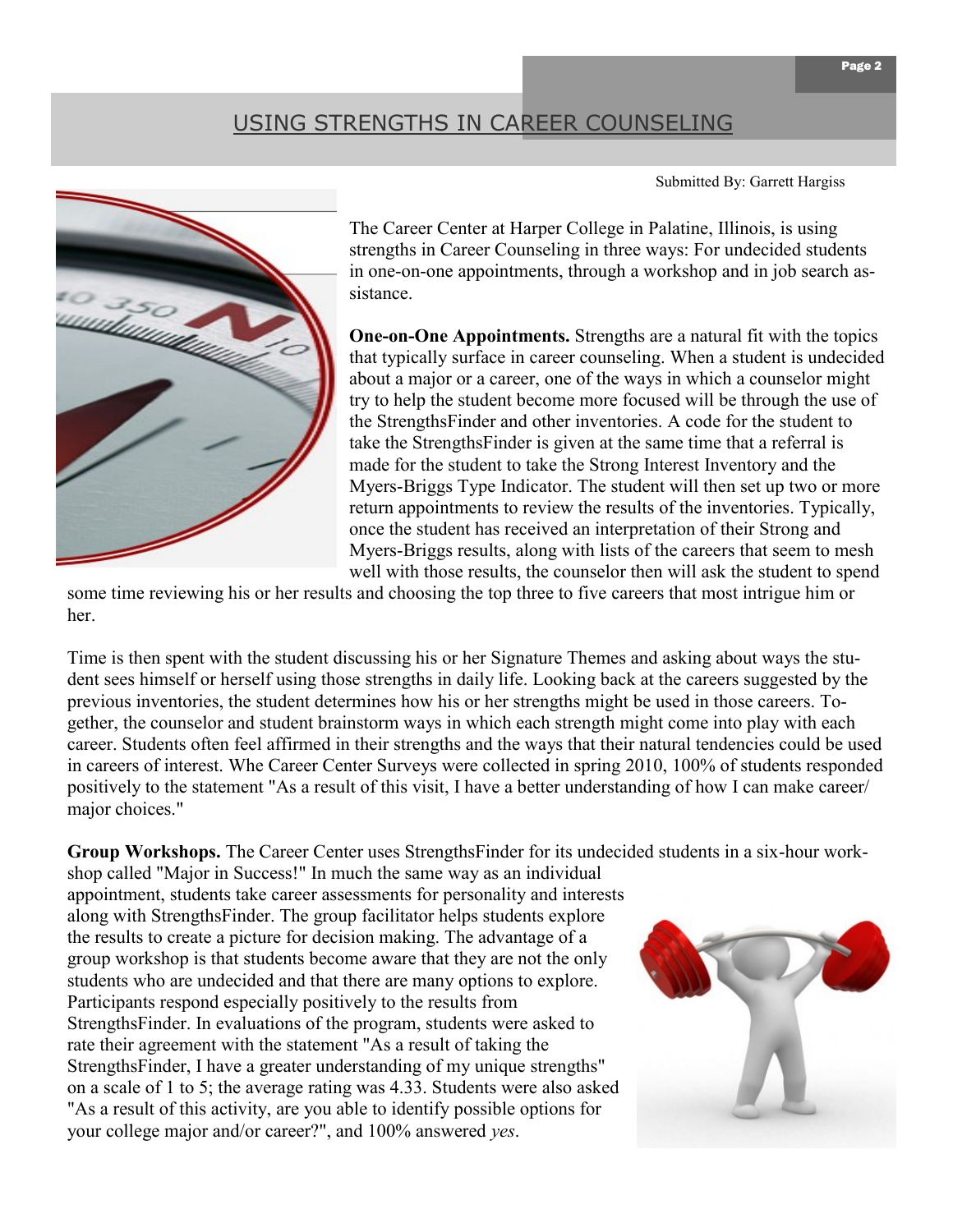## USING STRENGTHS IN CAREER COUNSELING

Submitted By: Garrett Hargiss

The Career Center at Harper College in Palatine, Illinois, is using strengths in Career Counseling in three ways: For undecided students in one-on-one appointments, through a workshop and in job search assistance.

**One-on-One Appointments.** Strengths are a natural fit with the topics that typically surface in career counseling. When a student is undecided about a major or a career, one of the ways in which a counselor might try to help the student become more focused will be through the use of the StrengthsFinder and other inventories. A code for the student to take the StrengthsFinder is given at the same time that a referral is made for the student to take the Strong Interest Inventory and the Myers-Briggs Type Indicator. The student will then set up two or more return appointments to review the results of the inventories. Typically, once the student has received an interpretation of their Strong and Myers-Briggs results, along with lists of the careers that seem to mesh well with those results, the counselor then will ask the student to spend some time reviewing his or her results and choosing the top three to five careers that most intrigue him or her.

Time is then spent with the student discussing his or her Signature Themes and asking about ways the student sees himself or herself using those strengths in daily life. Looking back at the careers suggested by the previous inventories, the student determines how his or her strengths might be used in those careers. Together, the counselor and student brainstorm ways in which each strength might come into play with each career. Students often feel affirmed in their strengths and the ways that their natural tendencies could be used in careers of interest. Whe Career Center Surveys were collected in spring 2010, 100% of students responded positively to the statement "As a result of this visit, I have a better understanding of how I can make career/major choices."

**Group Workshops.** The Career Center uses StrengthsFinder for its undecided students in a six-hour workshop called "Major in Success!" In much the same way as an individual appointment, students take career assessments for personality and interests along with StrengthsFinder. The group facilitator helps students explore the results to create a picture for decision making. The advantage of a group workshop is that students become aware that they are not the only students who are undecided and that there are many options to explore. Participants respond especially positively to the results from StrengthsFinder. In evaluations of the program, students were asked to rate their agreement with the statement "As a result of taking the StrengthsFinder, I have a greater understanding of my unique strengths" on a scale of 1 to 5; the average rating was 4.33. Students were also asked "As a result of this activity, are you able to identify possible options for your college major and/or career?", and 100% answered *yes*.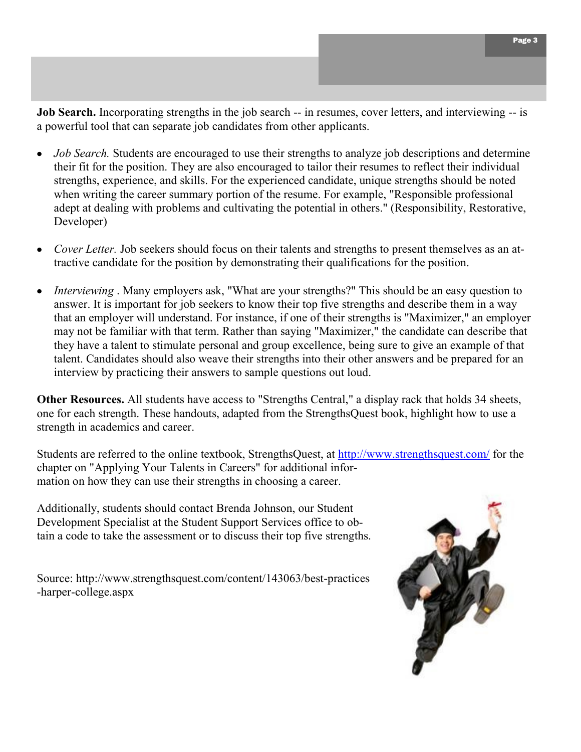**Job Search.** Incorporating strengths in the job search -- in resumes, cover letters, and interviewing -- is a powerful tool that can separate job candidates from other applicants.

- *Job Search.* Students are encouraged to use their strengths to analyze job descriptions and determine their fit for the position. They are also encouraged to tailor their resumes to reflect their individual strengths, experience, and skills. For the experienced candidate, unique strengths should be noted when writing the career summary portion of the resume. For example, "Responsible professional adept at dealing with problems and cultivating the potential in others." (Responsibility, Restorative, Developer)

- *Cover Letter.* Job seekers should focus on their talents and strengths to present themselves as an attractive candidate for the position by demonstrating their qualifications for the position.

- *Interviewing* . Many employers ask, "What are your strengths?" This should be an easy question to answer. It is important for job seekers to know their top five strengths and describe them in a way that an employer will understand. For instance, if one of their strengths is "Maximizer," an employer may not be familiar with that term. Rather than saying "Maximizer," the candidate can describe that they have a talent to stimulate personal and group excellence, being sure to give an example of that talent. Candidates should also weave their strengths into their other answers and be prepared for an interview by practicing their answers to sample questions out loud.

**Other Resources.** All students have access to "Strengths Central," a display rack that holds 34 sheets, one for each strength. These handouts, adapted from the StrengthsQuest book, highlight how to use a strength in academics and career.

Students are referred to the online textbook, StrengthsQuest, at http://www.strengthsquest.com/ for the chapter on "Applying Your Talents in Careers" for additional information on how they can use their strengths in choosing a career.

Additionally, students should contact Brenda Johnson, our Student Development Specialist at the Student Support Services office to obtain a code to take the assessment or to discuss their top five strengths.

Source: http://www.strengthsquest.com/content/143063/best-practices-harper-college.aspx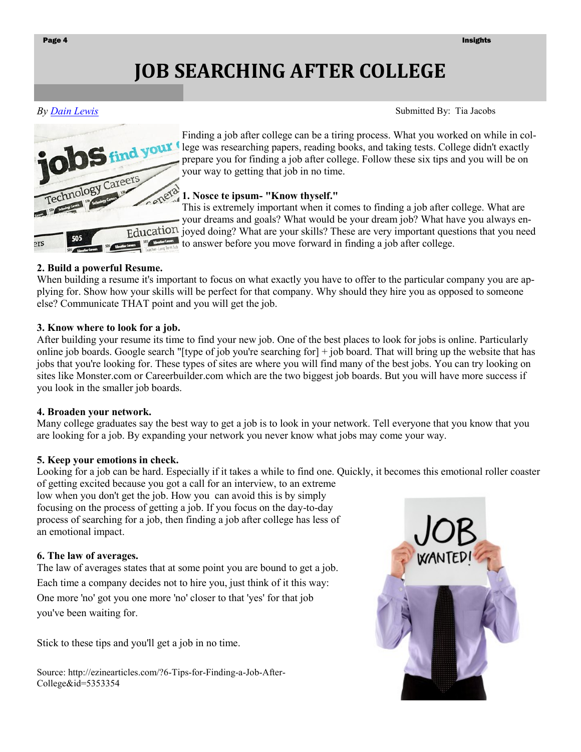# JOB SEARCHING AFTER COLLEGE

*By Dain Lewis*

Submitted By: Tia Jacobs

Finding a job after college can be a tiring process. What you worked on while in college was researching papers, reading books, and taking tests. College didn't exactly prepare you for finding a job after college. Follow these six tips and you will be on your way to getting that job in no time.

**1. Nosce te ipsum- "Know thyself."**

This is extremely important when it comes to finding a job after college. What are your dreams and goals? What would be your dream job? What have you always enjoyed doing? What are your skills? These are very important questions that you need to answer before you move forward in finding a job after college.

**2. Build a powerful Resume.**

When building a resume it's important to focus on what exactly you have to offer to the particular company you are applying for. Show how your skills will be perfect for that company. Why should they hire you as opposed to someone else? Communicate THAT point and you will get the job.

**3. Know where to look for a job.**

After building your resume its time to find your new job. One of the best places to look for jobs is online. Particularly online job boards. Google search "[type of job you're searching for] + job board. That will bring up the website that has jobs that you're looking for. These types of sites are where you will find many of the best jobs. You can try looking on sites like Monster.com or Careerbuilder.com which are the two biggest job boards. But you will have more success if you look in the smaller job boards.

**4. Broaden your network.**

Many college graduates say the best way to get a job is to look in your network. Tell everyone that you know that you are looking for a job. By expanding your network you never know what jobs may come your way.

**5. Keep your emotions in check.**

Looking for a job can be hard. Especially if it takes a while to find one. Quickly, it becomes this emotional roller coaster of getting excited because you got a call for an interview, to an extreme low when you don't get the job. How you can avoid this is by simply focusing on the process of getting a job. If you focus on the day-to-day process of searching for a job, then finding a job after college has less of an emotional impact.

**6. The law of averages.**

The law of averages states that at some point you are bound to get a job. Each time a company decides not to hire you, just think of it this way: One more 'no' got you one more 'no' closer to that 'yes' for that job you've been waiting for.

Stick to these tips and you'll get a job in no time.

Source: http://ezinearticles.com/?6-Tips-for-Finding-a-Job-After-College&id=5353354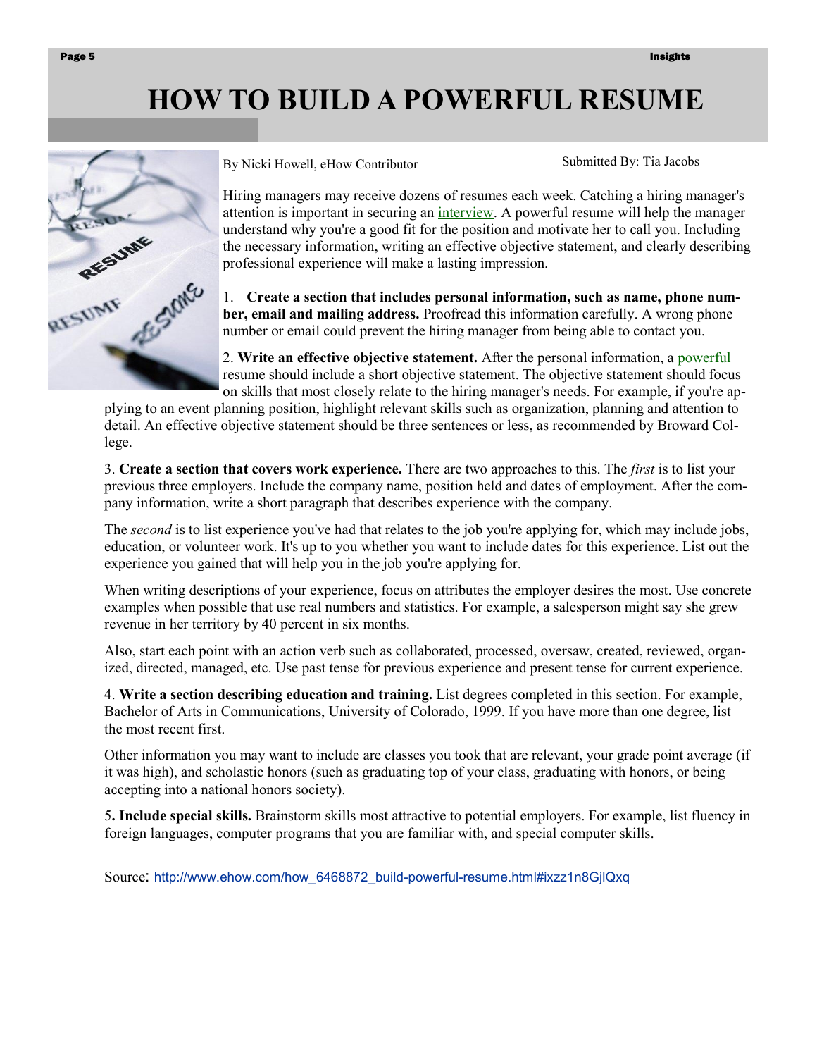# HOW TO BUILD A POWERFUL RESUME

By Nicki Howell, eHow Contributor

Submitted By: Tia Jacobs

Hiring managers may receive dozens of resumes each week. Catching a hiring manager's attention is important in securing an interview. A powerful resume will help the manager understand why you're a good fit for the position and motivate her to call you. Including the necessary information, writing an effective objective statement, and clearly describing professional experience will make a lasting impression.

1. **Create a section that includes personal information, such as name, phone number, email and mailing address.** Proofread this information carefully. A wrong phone number or email could prevent the hiring manager from being able to contact you.

2. **Write an effective objective statement.** After the personal information, a powerful resume should include a short objective statement. The objective statement should focus on skills that most closely relate to the hiring manager's needs. For example, if you're applying to an event planning position, highlight relevant skills such as organization, planning and attention to detail. An effective objective statement should be three sentences or less, as recommended by Broward College.

3. **Create a section that covers work experience.** There are two approaches to this. The *first* is to list your previous three employers. Include the company name, position held and dates of employment. After the company information, write a short paragraph that describes experience with the company.

The *second* is to list experience you've had that relates to the job you're applying for, which may include jobs, education, or volunteer work. It's up to you whether you want to include dates for this experience. List out the experience you gained that will help you in the job you're applying for.

When writing descriptions of your experience, focus on attributes the employer desires the most. Use concrete examples when possible that use real numbers and statistics. For example, a salesperson might say she grew revenue in her territory by 40 percent in six months.

Also, start each point with an action verb such as collaborated, processed, oversaw, created, reviewed, organized, directed, managed, etc. Use past tense for previous experience and present tense for current experience.

4. **Write a section describing education and training.** List degrees completed in this section. For example, Bachelor of Arts in Communications, University of Colorado, 1999. If you have more than one degree, list the most recent first.

Other information you may want to include are classes you took that are relevant, your grade point average (if it was high), and scholastic honors (such as graduating top of your class, graduating with honors, or being accepting into a national honors society).

5**. Include special skills.** Brainstorm skills most attractive to potential employers. For example, list fluency in foreign languages, computer programs that you are familiar with, and special computer skills.

Source: http://www.ehow.com/how_6468872_build-powerful-resume.html#ixzz1n8GjlQxq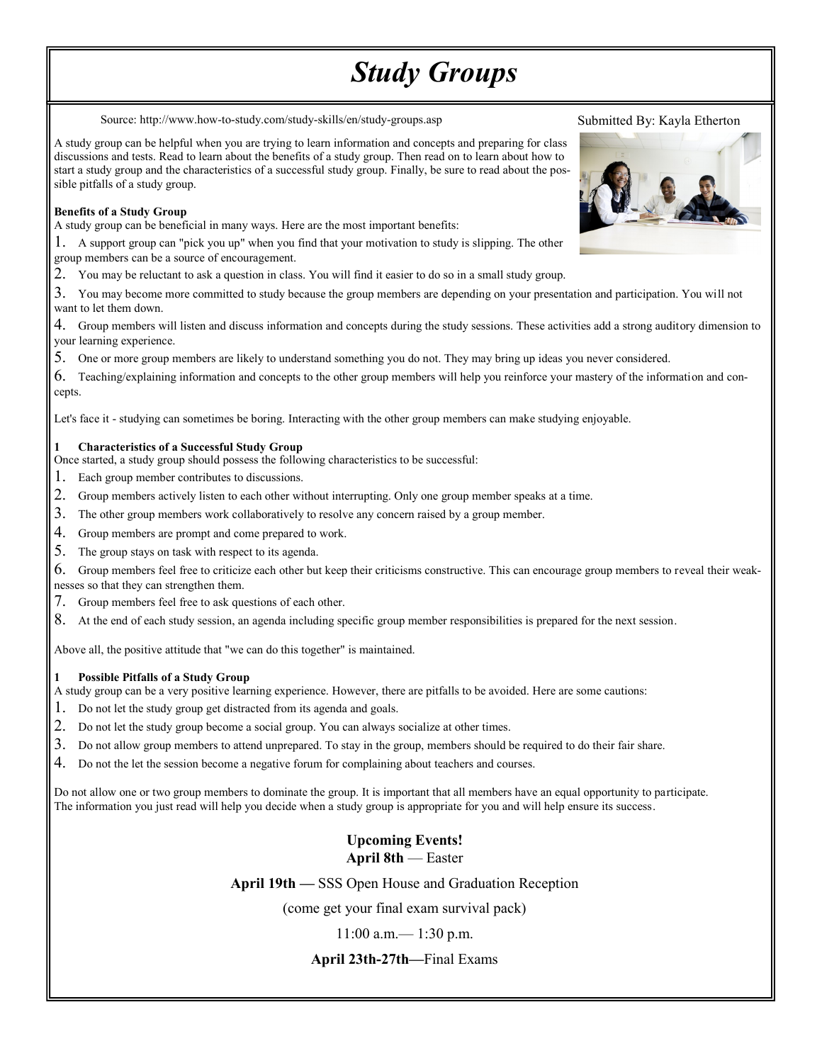# *Study Groups*

Source: http://www.how-to-study.com/study-skills/en/study-groups.asp

Submitted By: Kayla Etherton

A study group can be helpful when you are trying to learn information and concepts and preparing for class discussions and tests. Read to learn about the benefits of a study group. Then read on to learn about how to start a study group and the characteristics of a successful study group. Finally, be sure to read about the possible pitfalls of a study group.

**Benefits of a Study Group**

A study group can be beneficial in many ways. Here are the most important benefits:

1. A support group can "pick you up" when you find that your motivation to study is slipping. The other group members can be a source of encouragement.
2. You may be reluctant to ask a question in class. You will find it easier to do so in a small study group.
3. You may become more committed to study because the group members are depending on your presentation and participation. You will not want to let them down.
4. Group members will listen and discuss information and concepts during the study sessions. These activities add a strong auditory dimension to your learning experience.
5. One or more group members are likely to understand something you do not. They may bring up ideas you never considered.
6. Teaching/explaining information and concepts to the other group members will help you reinforce your mastery of the information and concepts.

Let's face it - studying can sometimes be boring. Interacting with the other group members can make studying enjoyable.

**1 Characteristics of a Successful Study Group**

Once started, a study group should possess the following characteristics to be successful:

1. Each group member contributes to discussions.
2. Group members actively listen to each other without interrupting. Only one group member speaks at a time.
3. The other group members work collaboratively to resolve any concern raised by a group member.
4. Group members are prompt and come prepared to work.
5. The group stays on task with respect to its agenda.
6. Group members feel free to criticize each other but keep their criticisms constructive. This can encourage group members to reveal their weaknesses so that they can strengthen them.
7. Group members feel free to ask questions of each other.
8. At the end of each study session, an agenda including specific group member responsibilities is prepared for the next session.

Above all, the positive attitude that "we can do this together" is maintained.

**1 Possible Pitfalls of a Study Group**

A study group can be a very positive learning experience. However, there are pitfalls to be avoided. Here are some cautions:

1. Do not let the study group get distracted from its agenda and goals.
2. Do not let the study group become a social group. You can always socialize at other times.
3. Do not allow group members to attend unprepared. To stay in the group, members should be required to do their fair share.
4. Do not the let the session become a negative forum for complaining about teachers and courses.

Do not allow one or two group members to dominate the group. It is important that all members have an equal opportunity to participate.
The information you just read will help you decide when a study group is appropriate for you and will help ensure its success.

**Upcoming Events!**

**April 8th** — Easter

**April 19th —** SSS Open House and Graduation Reception

(come get your final exam survival pack)

11:00 a.m.— 1:30 p.m.

**April 23th-27th—**Final Exams